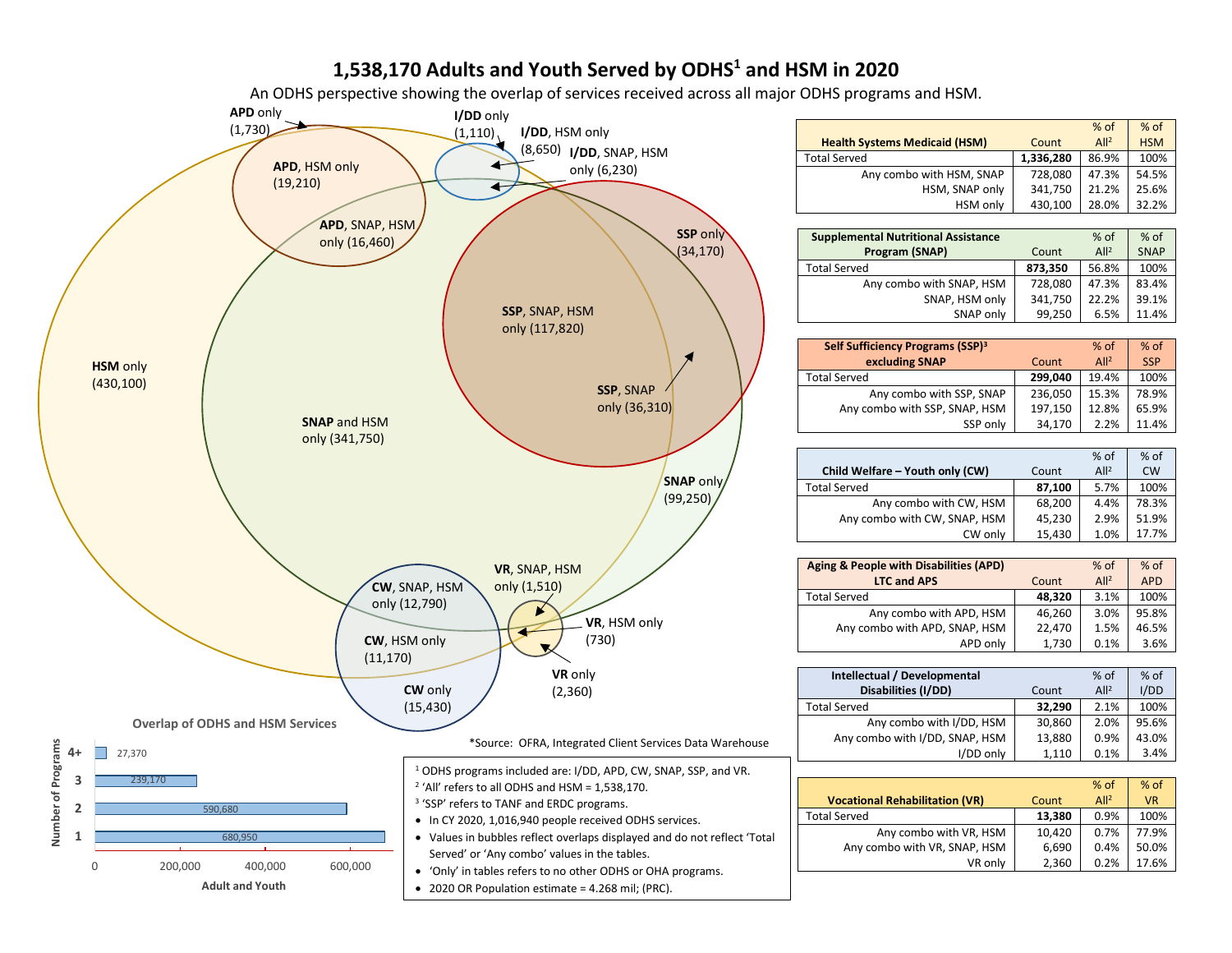# 1,538,170 Adults and Youth Served by ODHS[1] and HSM in 2020

An ODHS perspective showing the overlap of services received across all major ODHS programs and HSM.

**APD** only (1,730)

**APD**, HSM only (19,210)

**APD**, SNAP, HSM only (16,460)

**I/DD** only (1,110)

**I/DD**, HSM only (8,650)

**I/DD**, SNAP, HSM only (6,230)

**SSP** only (34,170)

**SSP**, SNAP, HSM only (117,820)

**SSP**, SNAP only (36,310)

**HSM** only (430,100)

**SNAP** and HSM only (341,750)

**SNAP** only (99,250)

**CW**, SNAP, HSM only (12,790)

**CW**, HSM only (11,170)

**CW** only (15,430)

**VR**, SNAP, HSM only (1,510)

**VR**, HSM only (730)

**VR** only (2,360)

| Health Systems Medicaid (HSM) | Count | % of All[2] | % of HSM |
|---|---|---|---|
| Total Served | **1,336,280** | 86.9% | 100% |
| Any combo with HSM, SNAP | 728,080 | 47.3% | 54.5% |
| HSM, SNAP only | 341,750 | 21.2% | 25.6% |
| HSM only | 430,100 | 28.0% | 32.2% |

| Supplemental Nutritional Assistance Program (SNAP) | Count | % of All[2] | % of SNAP |
|---|---|---|---|
| Total Served | **873,350** | 56.8% | 100% |
| Any combo with SNAP, HSM | 728,080 | 47.3% | 83.4% |
| SNAP, HSM only | 341,750 | 22.2% | 39.1% |
| SNAP only | 99,250 | 6.5% | 11.4% |

| Self Sufficiency Programs (SSP)[3] excluding SNAP | Count | % of All[2] | % of SSP |
|---|---|---|---|
| Total Served | **299,040** | 19.4% | 100% |
| Any combo with SSP, SNAP | 236,050 | 15.3% | 78.9% |
| Any combo with SSP, SNAP, HSM | 197,150 | 12.8% | 65.9% |
| SSP only | 34,170 | 2.2% | 11.4% |

| Child Welfare – Youth only (CW) | Count | % of All[2] | % of CW |
|---|---|---|---|
| Total Served | **87,100** | 5.7% | 100% |
| Any combo with CW, HSM | 68,200 | 4.4% | 78.3% |
| Any combo with CW, SNAP, HSM | 45,230 | 2.9% | 51.9% |
| CW only | 15,430 | 1.0% | 17.7% |

| Aging & People with Disabilities (APD) LTC and APS | Count | % of All[2] | % of APD |
|---|---|---|---|
| Total Served | **48,320** | 3.1% | 100% |
| Any combo with APD, HSM | 46,260 | 3.0% | 95.8% |
| Any combo with APD, SNAP, HSM | 22,470 | 1.5% | 46.5% |
| APD only | 1,730 | 0.1% | 3.6% |

| Intellectual / Developmental Disabilities (I/DD) | Count | % of All[2] | % of I/DD |
|---|---|---|---|
| Total Served | **32,290** | 2.1% | 100% |
| Any combo with I/DD, HSM | 30,860 | 2.0% | 95.6% |
| Any combo with I/DD, SNAP, HSM | 13,880 | 0.9% | 43.0% |
| I/DD only | 1,110 | 0.1% | 3.4% |

| Vocational Rehabilitation (VR) | Count | % of All[2] | % of VR |
|---|---|---|---|
| Total Served | **13,380** | 0.9% | 100% |
| Any combo with VR, HSM | 10,420 | 0.7% | 77.9% |
| Any combo with VR, SNAP, HSM | 6,690 | 0.4% | 50.0% |
| VR only | 2,360 | 0.2% | 17.6% |

**Overlap of ODHS and HSM Services**

| Number of Programs | Adult and Youth |
|---|---|
| 4+ | 27,370 |
| 3 | 239,170 |
| 2 | 590,680 |
| 1 | 680,950 |

*Source: OFRA, Integrated Client Services Data Warehouse

[1] ODHS programs included are: I/DD, APD, CW, SNAP, SSP, and VR.
[2] 'All' refers to all ODHS and HSM = 1,538,170.
[3] 'SSP' refers to TANF and ERDC programs.

- In CY 2020, 1,016,940 people received ODHS services.
- Values in bubbles reflect overlaps displayed and do not reflect 'Total Served' or 'Any combo' values in the tables.
- 'Only' in tables refers to no other ODHS or OHA programs.
- 2020 OR Population estimate = 4.268 mil; (PRC).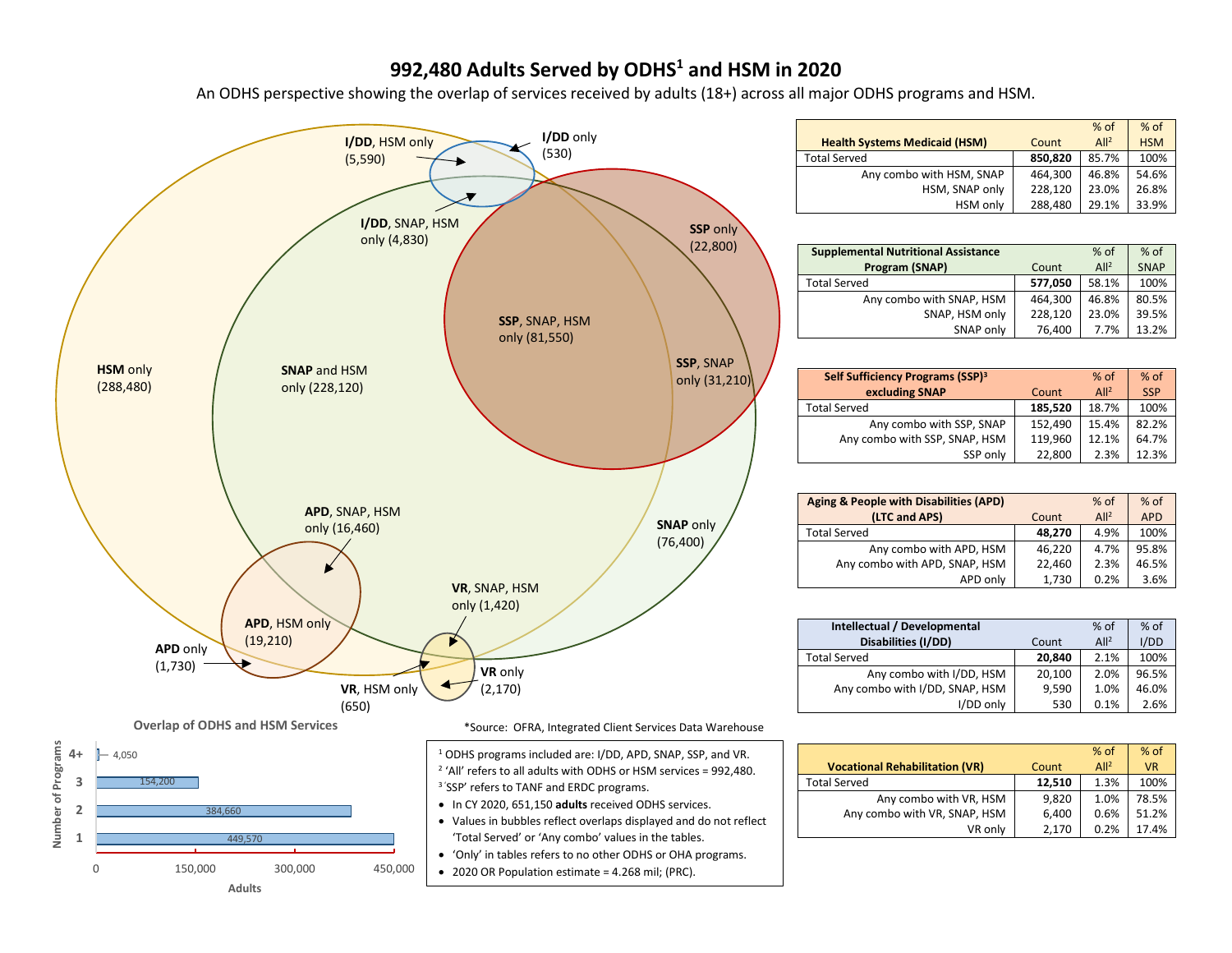# 992,480 Adults Served by ODHS[1] and HSM in 2020

An ODHS perspective showing the overlap of services received by adults (18+) across all major ODHS programs and HSM.

**HSM** only (288,480)

**SNAP** and HSM only (228,120)

**I/DD**, HSM only (5,590)

**I/DD** only (530)

**I/DD**, SNAP, HSM only (4,830)

**SSP** only (22,800)

**SSP**, SNAP, HSM only (81,550)

**SSP**, SNAP only (31,210)

**SNAP** only (76,400)

**APD**, SNAP, HSM only (16,460)

**APD**, HSM only (19,210)

**APD** only (1,730)

**VR**, SNAP, HSM only (1,420)

**VR** only (2,170)

**VR**, HSM only (650)

| Health Systems Medicaid (HSM) | Count | % of All[2] | % of HSM |
|---|---|---|---|
| Total Served | **850,820** | 85.7% | 100% |
| Any combo with HSM, SNAP | 464,300 | 46.8% | 54.6% |
| HSM, SNAP only | 228,120 | 23.0% | 26.8% |
| HSM only | 288,480 | 29.1% | 33.9% |

| Supplemental Nutritional Assistance Program (SNAP) | Count | % of All[2] | % of SNAP |
|---|---|---|---|
| Total Served | **577,050** | 58.1% | 100% |
| Any combo with SNAP, HSM | 464,300 | 46.8% | 80.5% |
| SNAP, HSM only | 228,120 | 23.0% | 39.5% |
| SNAP only | 76,400 | 7.7% | 13.2% |

| Self Sufficiency Programs (SSP)[3] excluding SNAP | Count | % of All[2] | % of SSP |
|---|---|---|---|
| Total Served | **185,520** | 18.7% | 100% |
| Any combo with SSP, SNAP | 152,490 | 15.4% | 82.2% |
| Any combo with SSP, SNAP, HSM | 119,960 | 12.1% | 64.7% |
| SSP only | 22,800 | 2.3% | 12.3% |

| Aging & People with Disabilities (APD) (LTC and APS) | Count | % of All[2] | % of APD |
|---|---|---|---|
| Total Served | **48,270** | 4.9% | 100% |
| Any combo with APD, HSM | 46,220 | 4.7% | 95.8% |
| Any combo with APD, SNAP, HSM | 22,460 | 2.3% | 46.5% |
| APD only | 1,730 | 0.2% | 3.6% |

| Intellectual / Developmental Disabilities (I/DD) | Count | % of All[2] | % of I/DD |
|---|---|---|---|
| Total Served | **20,840** | 2.1% | 100% |
| Any combo with I/DD, HSM | 20,100 | 2.0% | 96.5% |
| Any combo with I/DD, SNAP, HSM | 9,590 | 1.0% | 46.0% |
| I/DD only | 530 | 0.1% | 2.6% |

| Vocational Rehabilitation (VR) | Count | % of All[2] | % of VR |
|---|---|---|---|
| Total Served | **12,510** | 1.3% | 100% |
| Any combo with VR, HSM | 9,820 | 1.0% | 78.5% |
| Any combo with VR, SNAP, HSM | 6,400 | 0.6% | 51.2% |
| VR only | 2,170 | 0.2% | 17.4% |

### Overlap of ODHS and HSM Services

| Number of Programs | Adults |
|---|---|
| 4+ | 4,050 |
| 3 | 154,200 |
| 2 | 384,660 |
| 1 | 449,570 |

*Source: OFRA, Integrated Client Services Data Warehouse

[1] ODHS programs included are: I/DD, APD, SNAP, SSP, and VR.
[2] 'All' refers to all adults with ODHS or HSM services = 992,480.
[3] 'SSP' refers to TANF and ERDC programs.

- In CY 2020, 651,150 **adults** received ODHS services.
- Values in bubbles reflect overlaps displayed and do not reflect 'Total Served' or 'Any combo' values in the tables.
- 'Only' in tables refers to no other ODHS or OHA programs.
- 2020 OR Population estimate = 4.268 mil; (PRC).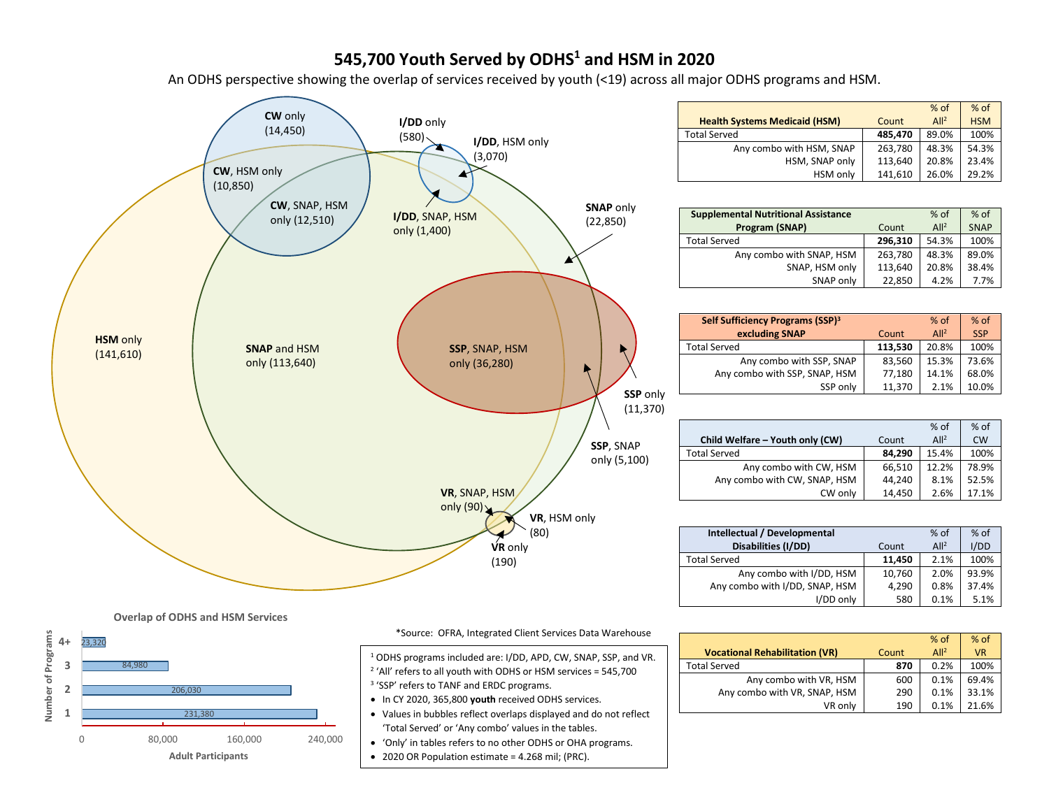# 545,700 Youth Served by ODHS[1] and HSM in 2020

An ODHS perspective showing the overlap of services received by youth (<19) across all major ODHS programs and HSM.

**CW** only (14,450)

**CW**, HSM only (10,850)

**CW**, SNAP, HSM only (12,510)

**I/DD** only (580)

**I/DD**, HSM only (3,070)

**I/DD**, SNAP, HSM only (1,400)

**SNAP** only (22,850)

**HSM** only (141,610)

**SNAP** and HSM only (113,640)

**SSP**, SNAP, HSM only (36,280)

**SSP** only (11,370)

**SSP**, SNAP only (5,100)

**VR**, SNAP, HSM only (90)

**VR**, HSM only (80)

**VR** only (190)

| Health Systems Medicaid (HSM) | Count | % of All[2] | % of HSM |
|---|---|---|---|
| Total Served | **485,470** | 89.0% | 100% |
| Any combo with HSM, SNAP | 263,780 | 48.3% | 54.3% |
| HSM, SNAP only | 113,640 | 20.8% | 23.4% |
| HSM only | 141,610 | 26.0% | 29.2% |

| Supplemental Nutritional Assistance Program (SNAP) | Count | % of All[2] | % of SNAP |
|---|---|---|---|
| Total Served | **296,310** | 54.3% | 100% |
| Any combo with SNAP, HSM | 263,780 | 48.3% | 89.0% |
| SNAP, HSM only | 113,640 | 20.8% | 38.4% |
| SNAP only | 22,850 | 4.2% | 7.7% |

| Self Sufficiency Programs (SSP)[3] excluding SNAP | Count | % of All[2] | % of SSP |
|---|---|---|---|
| Total Served | **113,530** | 20.8% | 100% |
| Any combo with SSP, SNAP | 83,560 | 15.3% | 73.6% |
| Any combo with SSP, SNAP, HSM | 77,180 | 14.1% | 68.0% |
| SSP only | 11,370 | 2.1% | 10.0% |

| Child Welfare – Youth only (CW) | Count | % of All[2] | % of CW |
|---|---|---|---|
| Total Served | **84,290** | 15.4% | 100% |
| Any combo with CW, HSM | 66,510 | 12.2% | 78.9% |
| Any combo with CW, SNAP, HSM | 44,240 | 8.1% | 52.5% |
| CW only | 14,450 | 2.6% | 17.1% |

| Intellectual / Developmental Disabilities (I/DD) | Count | % of All[2] | % of I/DD |
|---|---|---|---|
| Total Served | **11,450** | 2.1% | 100% |
| Any combo with I/DD, HSM | 10,760 | 2.0% | 93.9% |
| Any combo with I/DD, SNAP, HSM | 4,290 | 0.8% | 37.4% |
| I/DD only | 580 | 0.1% | 5.1% |

| Vocational Rehabilitation (VR) | Count | % of All[2] | % of VR |
|---|---|---|---|
| Total Served | **870** | 0.2% | 100% |
| Any combo with VR, HSM | 600 | 0.1% | 69.4% |
| Any combo with VR, SNAP, HSM | 290 | 0.1% | 33.1% |
| VR only | 190 | 0.1% | 21.6% |

**Overlap of ODHS and HSM Services**

| Number of Programs | Adult Participants |
|---|---|
| 4+ | 23,320 |
| 3 | 84,980 |
| 2 | 206,030 |
| 1 | 231,380 |

*Source: OFRA, Integrated Client Services Data Warehouse

[1] ODHS programs included are: I/DD, APD, CW, SNAP, SSP, and VR.
[2] 'All' refers to all youth with ODHS or HSM services = 545,700
[3] 'SSP' refers to TANF and ERDC programs.

- In CY 2020, 365,800 **youth** received ODHS services.
- Values in bubbles reflect overlaps displayed and do not reflect 'Total Served' or 'Any combo' values in the tables.
- 'Only' in tables refers to no other ODHS or OHA programs.
- 2020 OR Population estimate = 4.268 mil; (PRC).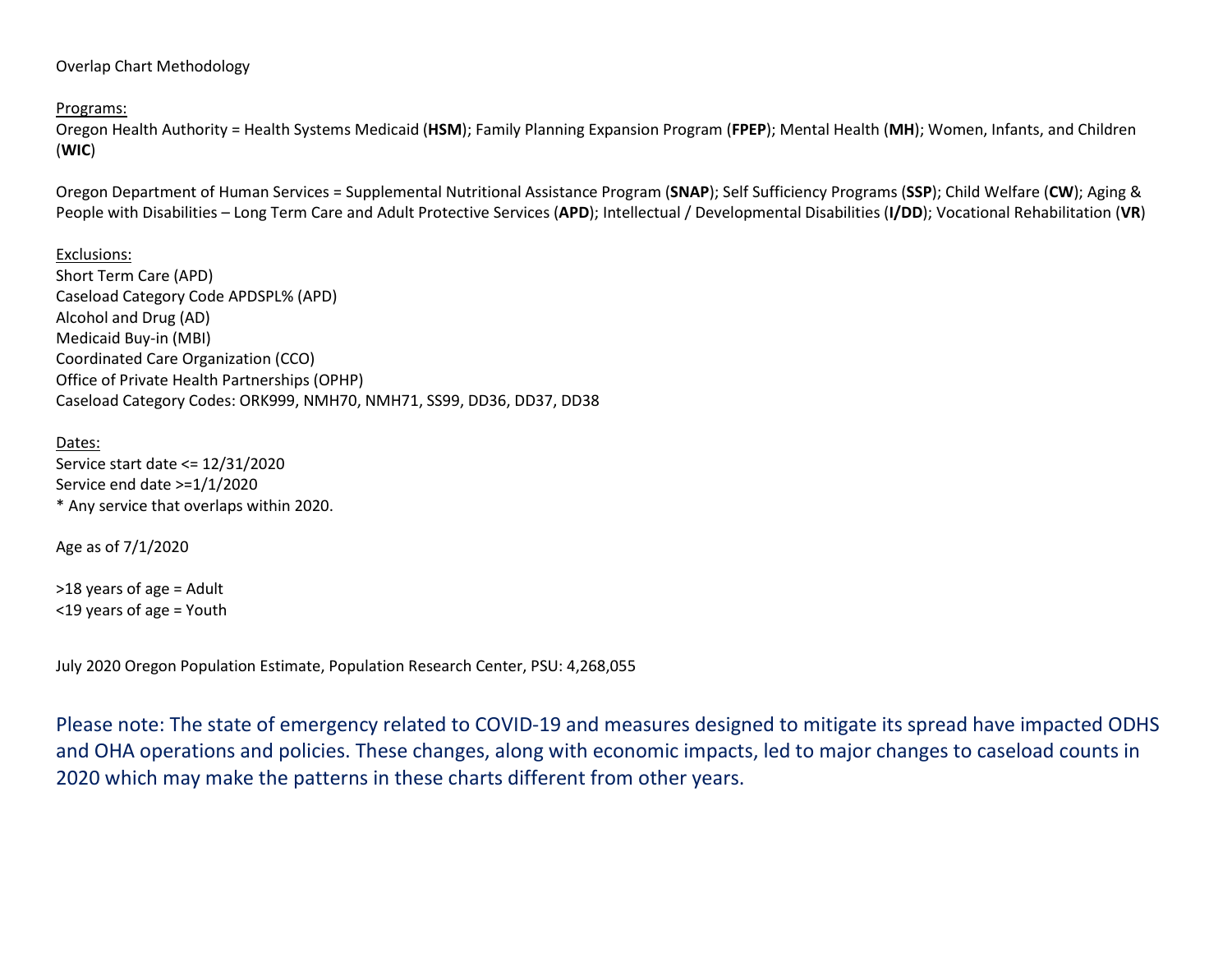Overlap Chart Methodology

Programs:

Oregon Health Authority = Health Systems Medicaid (**HSM**); Family Planning Expansion Program (**FPEP**); Mental Health (**MH**); Women, Infants, and Children (**WIC**)

Oregon Department of Human Services = Supplemental Nutritional Assistance Program (**SNAP**); Self Sufficiency Programs (**SSP**); Child Welfare (**CW**); Aging & People with Disabilities – Long Term Care and Adult Protective Services (**APD**); Intellectual / Developmental Disabilities (**I/DD**); Vocational Rehabilitation (**VR**)

Exclusions:

Short Term Care (APD)
Caseload Category Code APDSPL% (APD)
Alcohol and Drug (AD)
Medicaid Buy-in (MBI)
Coordinated Care Organization (CCO)
Office of Private Health Partnerships (OPHP)
Caseload Category Codes: ORK999, NMH70, NMH71, SS99, DD36, DD37, DD38

Dates:

Service start date <= 12/31/2020
Service end date >=1/1/2020
* Any service that overlaps within 2020.

Age as of 7/1/2020

>18 years of age = Adult
<19 years of age = Youth

July 2020 Oregon Population Estimate, Population Research Center, PSU: 4,268,055

Please note: The state of emergency related to COVID-19 and measures designed to mitigate its spread have impacted ODHS and OHA operations and policies. These changes, along with economic impacts, led to major changes to caseload counts in 2020 which may make the patterns in these charts different from other years.